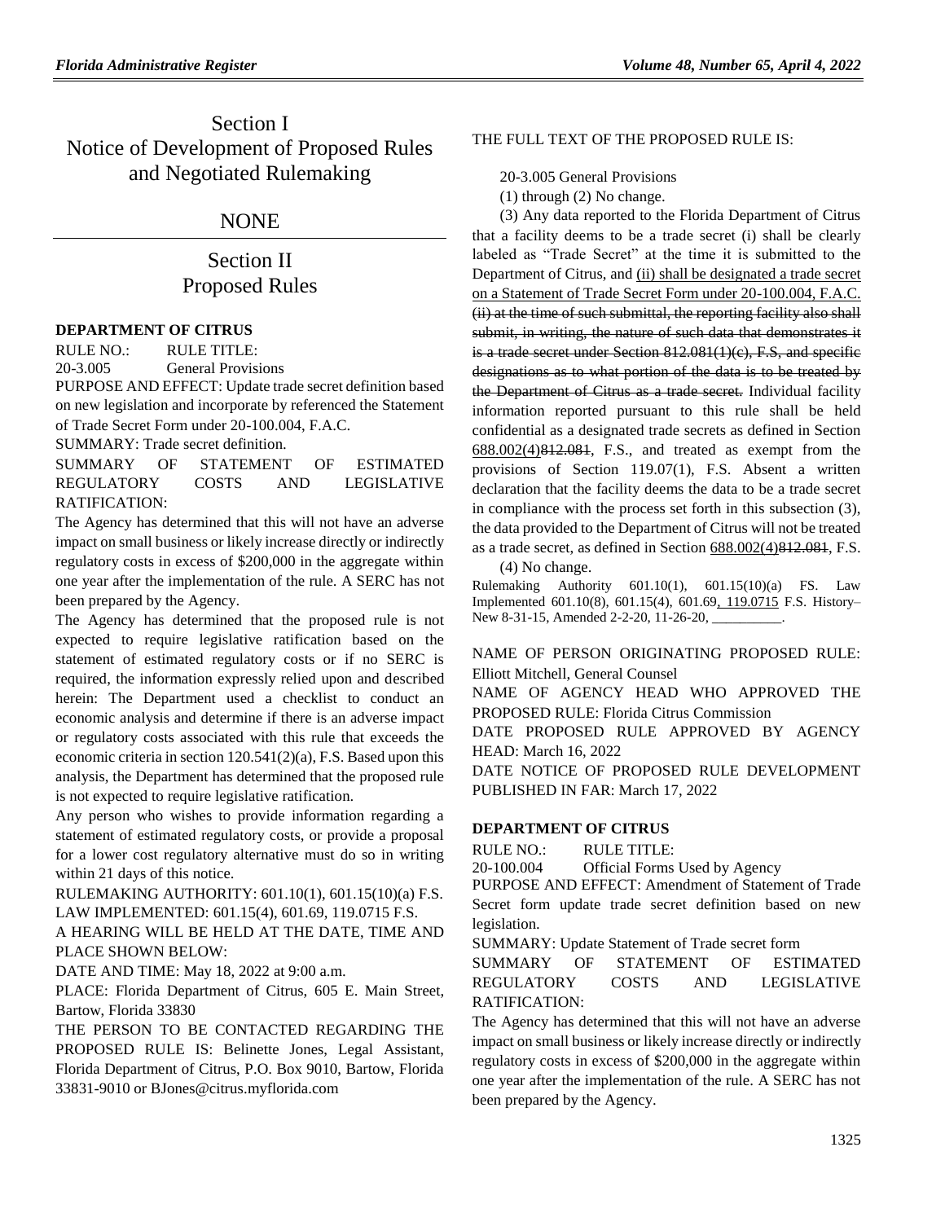# Section I
# Notice of Development of Proposed Rules and Negotiated Rulemaking

## NONE

# Section II
# Proposed Rules

### DEPARTMENT OF CITRUS

RULE NO.: RULE TITLE:

20-3.005 General Provisions

PURPOSE AND EFFECT: Update trade secret definition based on new legislation and incorporate by referenced the Statement of Trade Secret Form under 20-100.004, F.A.C.

SUMMARY: Trade secret definition.

SUMMARY OF STATEMENT OF ESTIMATED REGULATORY COSTS AND LEGISLATIVE RATIFICATION:

The Agency has determined that this will not have an adverse impact on small business or likely increase directly or indirectly regulatory costs in excess of $200,000 in the aggregate within one year after the implementation of the rule. A SERC has not been prepared by the Agency.

The Agency has determined that the proposed rule is not expected to require legislative ratification based on the statement of estimated regulatory costs or if no SERC is required, the information expressly relied upon and described herein: The Department used a checklist to conduct an economic analysis and determine if there is an adverse impact or regulatory costs associated with this rule that exceeds the economic criteria in section 120.541(2)(a), F.S. Based upon this analysis, the Department has determined that the proposed rule is not expected to require legislative ratification.

Any person who wishes to provide information regarding a statement of estimated regulatory costs, or provide a proposal for a lower cost regulatory alternative must do so in writing within 21 days of this notice.

RULEMAKING AUTHORITY: 601.10(1), 601.15(10)(a) F.S.

LAW IMPLEMENTED: 601.15(4), 601.69, 119.0715 F.S.

A HEARING WILL BE HELD AT THE DATE, TIME AND PLACE SHOWN BELOW:

DATE AND TIME: May 18, 2022 at 9:00 a.m.

PLACE: Florida Department of Citrus, 605 E. Main Street, Bartow, Florida 33830

THE PERSON TO BE CONTACTED REGARDING THE PROPOSED RULE IS: Belinette Jones, Legal Assistant, Florida Department of Citrus, P.O. Box 9010, Bartow, Florida 33831-9010 or BJones@citrus.myflorida.com

THE FULL TEXT OF THE PROPOSED RULE IS:

20-3.005 General Provisions

(1) through (2) No change.

(3) Any data reported to the Florida Department of Citrus that a facility deems to be a trade secret (i) shall be clearly labeled as "Trade Secret" at the time it is submitted to the Department of Citrus, and (ii) shall be designated a trade secret on a Statement of Trade Secret Form under 20-100.004, F.A.C. ~~(ii) at the time of such submittal, the reporting facility also shall submit, in writing, the nature of such data that demonstrates it is a trade secret under Section 812.081(1)(c), F.S, and specific designations as to what portion of the data is to be treated by the Department of Citrus as a trade secret.~~ Individual facility information reported pursuant to this rule shall be held confidential as a designated trade secrets as defined in Section 688.002(4)~~812.081~~, F.S., and treated as exempt from the provisions of Section 119.07(1), F.S. Absent a written declaration that the facility deems the data to be a trade secret in compliance with the process set forth in this subsection (3), the data provided to the Department of Citrus will not be treated as a trade secret, as defined in Section 688.002(4)~~812.081~~, F.S.

(4) No change.

Rulemaking Authority 601.10(1), 601.15(10)(a) FS. Law Implemented 601.10(8), 601.15(4), 601.69, 119.0715 F.S. History–New 8-31-15, Amended 2-2-20, 11-26-20, __________.

NAME OF PERSON ORIGINATING PROPOSED RULE: Elliott Mitchell, General Counsel

NAME OF AGENCY HEAD WHO APPROVED THE PROPOSED RULE: Florida Citrus Commission

DATE PROPOSED RULE APPROVED BY AGENCY HEAD: March 16, 2022

DATE NOTICE OF PROPOSED RULE DEVELOPMENT PUBLISHED IN FAR: March 17, 2022

### DEPARTMENT OF CITRUS

RULE NO.: RULE TITLE:

20-100.004 Official Forms Used by Agency

PURPOSE AND EFFECT: Amendment of Statement of Trade Secret form update trade secret definition based on new legislation.

SUMMARY: Update Statement of Trade secret form

SUMMARY OF STATEMENT OF ESTIMATED REGULATORY COSTS AND LEGISLATIVE RATIFICATION:

The Agency has determined that this will not have an adverse impact on small business or likely increase directly or indirectly regulatory costs in excess of $200,000 in the aggregate within one year after the implementation of the rule. A SERC has not been prepared by the Agency.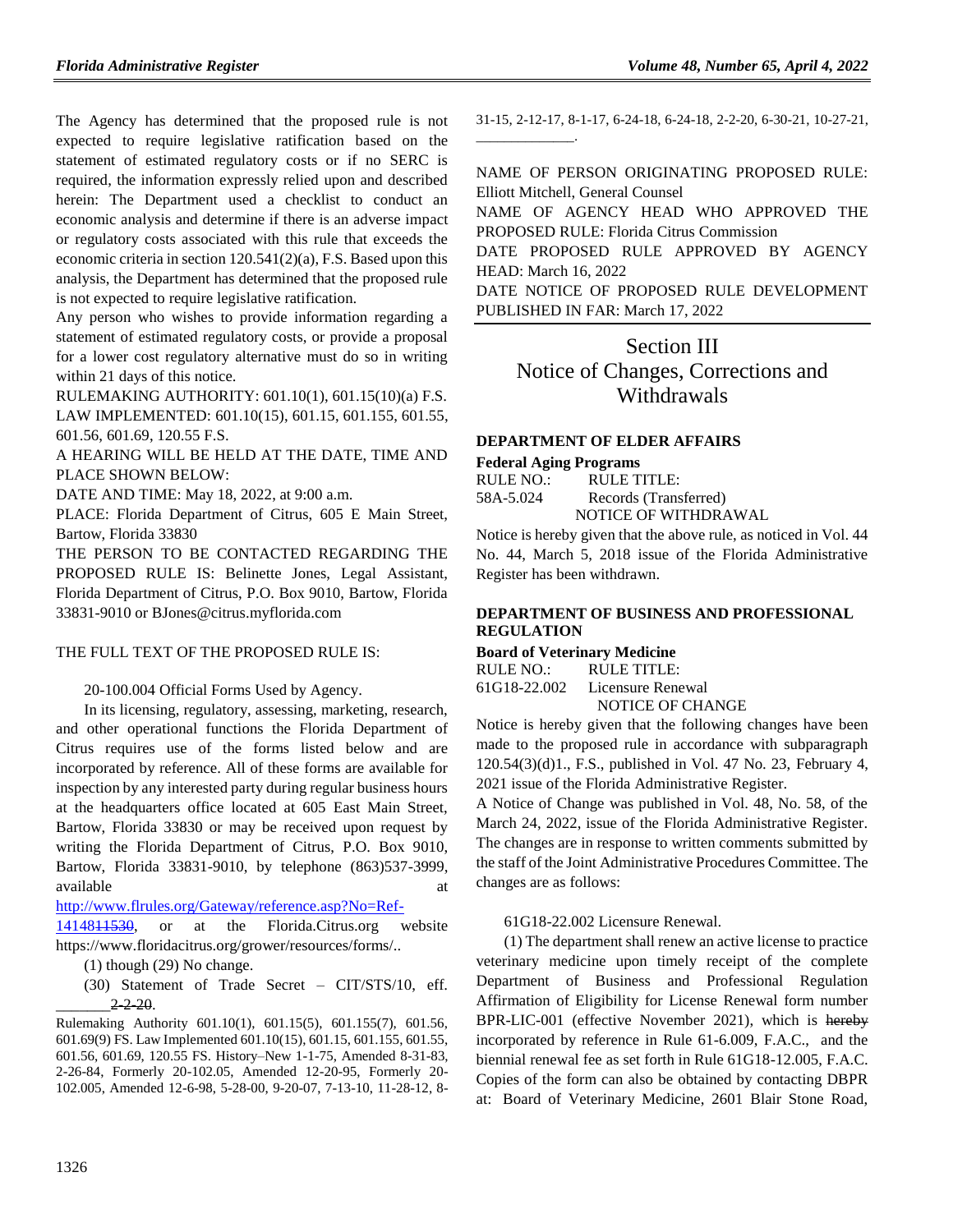The Agency has determined that the proposed rule is not expected to require legislative ratification based on the statement of estimated regulatory costs or if no SERC is required, the information expressly relied upon and described herein: The Department used a checklist to conduct an economic analysis and determine if there is an adverse impact or regulatory costs associated with this rule that exceeds the economic criteria in section 120.541(2)(a), F.S. Based upon this analysis, the Department has determined that the proposed rule is not expected to require legislative ratification.

Any person who wishes to provide information regarding a statement of estimated regulatory costs, or provide a proposal for a lower cost regulatory alternative must do so in writing within 21 days of this notice.

RULEMAKING AUTHORITY: 601.10(1), 601.15(10)(a) F.S.

LAW IMPLEMENTED: 601.10(15), 601.15, 601.155, 601.55, 601.56, 601.69, 120.55 F.S.

A HEARING WILL BE HELD AT THE DATE, TIME AND PLACE SHOWN BELOW:

DATE AND TIME: May 18, 2022, at 9:00 a.m.

PLACE: Florida Department of Citrus, 605 E Main Street, Bartow, Florida 33830

THE PERSON TO BE CONTACTED REGARDING THE PROPOSED RULE IS: Belinette Jones, Legal Assistant, Florida Department of Citrus, P.O. Box 9010, Bartow, Florida 33831-9010 or BJones@citrus.myflorida.com

THE FULL TEXT OF THE PROPOSED RULE IS:

20-100.004 Official Forms Used by Agency.

In its licensing, regulatory, assessing, marketing, research, and other operational functions the Florida Department of Citrus requires use of the forms listed below and are incorporated by reference. All of these forms are available for inspection by any interested party during regular business hours at the headquarters office located at 605 East Main Street, Bartow, Florida 33830 or may be received upon request by writing the Florida Department of Citrus, P.O. Box 9010, Bartow, Florida 33831-9010, by telephone (863)537-3999, available at http://www.flrules.org/Gateway/reference.asp?No=Ref-1414811530, or at the Florida.Citrus.org website https://www.floridacitrus.org/grower/resources/forms/..

(1) though (29) No change.

(30) Statement of Trade Secret – CIT/STS/10, eff. _______2-2-20.

Rulemaking Authority 601.10(1), 601.15(5), 601.155(7), 601.56, 601.69(9) FS. Law Implemented 601.10(15), 601.15, 601.155, 601.55, 601.56, 601.69, 120.55 FS. History–New 1-1-75, Amended 8-31-83, 2-26-84, Formerly 20-102.05, Amended 12-20-95, Formerly 20-102.005, Amended 12-6-98, 5-28-00, 9-20-07, 7-13-10, 11-28-12, 8-31-15, 2-12-17, 8-1-17, 6-24-18, 6-24-18, 2-2-20, 6-30-21, 10-27-21, _____________.

NAME OF PERSON ORIGINATING PROPOSED RULE: Elliott Mitchell, General Counsel

NAME OF AGENCY HEAD WHO APPROVED THE PROPOSED RULE: Florida Citrus Commission

DATE PROPOSED RULE APPROVED BY AGENCY HEAD: March 16, 2022

DATE NOTICE OF PROPOSED RULE DEVELOPMENT PUBLISHED IN FAR: March 17, 2022

# Section III
# Notice of Changes, Corrections and Withdrawals

## DEPARTMENT OF ELDER AFFAIRS

### Federal Aging Programs

RULE NO.: RULE TITLE:
58A-5.024 Records (Transferred)

NOTICE OF WITHDRAWAL

Notice is hereby given that the above rule, as noticed in Vol. 44 No. 44, March 5, 2018 issue of the Florida Administrative Register has been withdrawn.

## DEPARTMENT OF BUSINESS AND PROFESSIONAL REGULATION

### Board of Veterinary Medicine

RULE NO.: RULE TITLE:
61G18-22.002 Licensure Renewal

NOTICE OF CHANGE

Notice is hereby given that the following changes have been made to the proposed rule in accordance with subparagraph 120.54(3)(d)1., F.S., published in Vol. 47 No. 23, February 4, 2021 issue of the Florida Administrative Register.

A Notice of Change was published in Vol. 48, No. 58, of the March 24, 2022, issue of the Florida Administrative Register. The changes are in response to written comments submitted by the staff of the Joint Administrative Procedures Committee. The changes are as follows:

61G18-22.002 Licensure Renewal.

(1) The department shall renew an active license to practice veterinary medicine upon timely receipt of the complete Department of Business and Professional Regulation Affirmation of Eligibility for License Renewal form number BPR-LIC-001 (effective November 2021), which is hereby incorporated by reference in Rule 61-6.009, F.A.C., and the biennial renewal fee as set forth in Rule 61G18-12.005, F.A.C. Copies of the form can also be obtained by contacting DBPR at: Board of Veterinary Medicine, 2601 Blair Stone Road,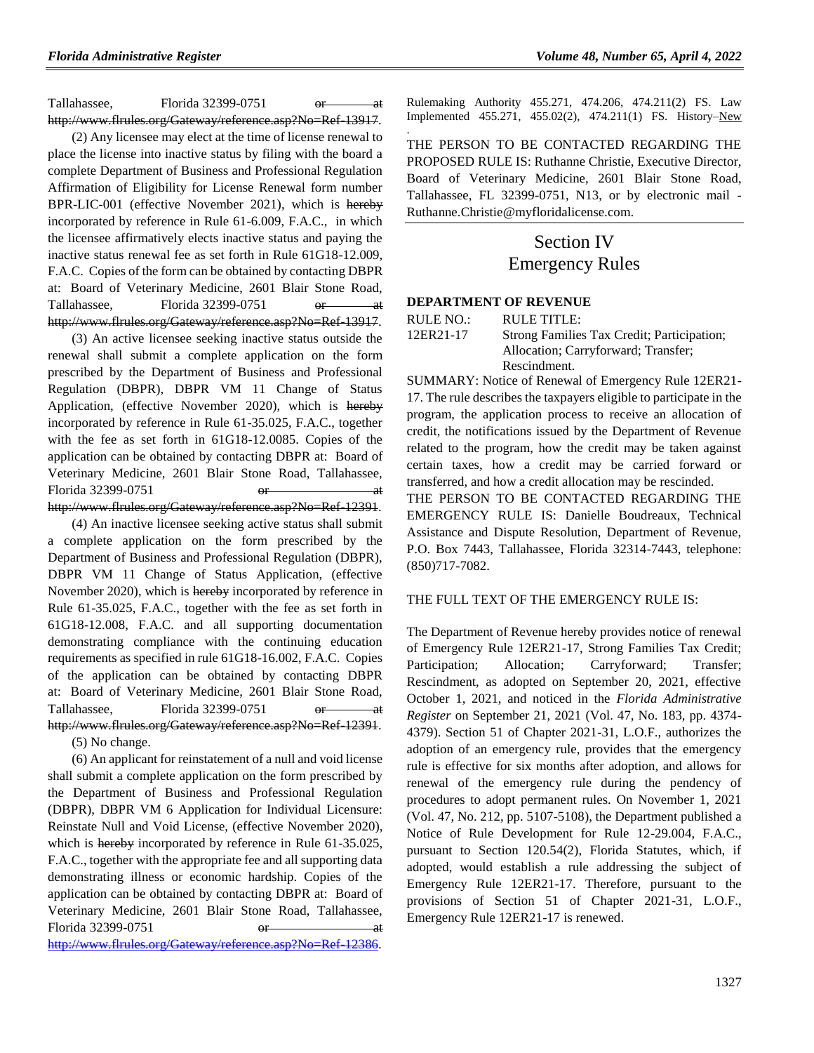Tallahassee, Florida 32399-0751 ~~or at http://www.flrules.org/Gateway/reference.asp?No=Ref-13917~~.

(2) Any licensee may elect at the time of license renewal to place the license into inactive status by filing with the board a complete Department of Business and Professional Regulation Affirmation of Eligibility for License Renewal form number BPR-LIC-001 (effective November 2021), which is ~~hereby~~ incorporated by reference in Rule 61-6.009, F.A.C., in which the licensee affirmatively elects inactive status and paying the inactive status renewal fee as set forth in Rule 61G18-12.009, F.A.C. Copies of the form can be obtained by contacting DBPR at: Board of Veterinary Medicine, 2601 Blair Stone Road, Tallahassee, Florida 32399-0751 ~~or at http://www.flrules.org/Gateway/reference.asp?No=Ref-13917~~.

(3) An active licensee seeking inactive status outside the renewal shall submit a complete application on the form prescribed by the Department of Business and Professional Regulation (DBPR), DBPR VM 11 Change of Status Application, (effective November 2020), which is ~~hereby~~ incorporated by reference in Rule 61-35.025, F.A.C., together with the fee as set forth in 61G18-12.0085. Copies of the application can be obtained by contacting DBPR at: Board of Veterinary Medicine, 2601 Blair Stone Road, Tallahassee, Florida 32399-0751 ~~or at http://www.flrules.org/Gateway/reference.asp?No=Ref-12391~~.

(4) An inactive licensee seeking active status shall submit a complete application on the form prescribed by the Department of Business and Professional Regulation (DBPR), DBPR VM 11 Change of Status Application, (effective November 2020), which is ~~hereby~~ incorporated by reference in Rule 61-35.025, F.A.C., together with the fee as set forth in 61G18-12.008, F.A.C. and all supporting documentation demonstrating compliance with the continuing education requirements as specified in rule 61G18-16.002, F.A.C. Copies of the application can be obtained by contacting DBPR at: Board of Veterinary Medicine, 2601 Blair Stone Road, Tallahassee, Florida 32399-0751 ~~or at http://www.flrules.org/Gateway/reference.asp?No=Ref-12391~~.

(5) No change.

(6) An applicant for reinstatement of a null and void license shall submit a complete application on the form prescribed by the Department of Business and Professional Regulation (DBPR), DBPR VM 6 Application for Individual Licensure: Reinstate Null and Void License, (effective November 2020), which is ~~hereby~~ incorporated by reference in Rule 61-35.025, F.A.C., together with the appropriate fee and all supporting data demonstrating illness or economic hardship. Copies of the application can be obtained by contacting DBPR at: Board of Veterinary Medicine, 2601 Blair Stone Road, Tallahassee, Florida 32399-0751 ~~or at http://www.flrules.org/Gateway/reference.asp?No=Ref-12386~~.

Rulemaking Authority 455.271, 474.206, 474.211(2) FS. Law Implemented 455.271, 455.02(2), 474.211(1) FS. History–New .

THE PERSON TO BE CONTACTED REGARDING THE PROPOSED RULE IS: Ruthanne Christie, Executive Director, Board of Veterinary Medicine, 2601 Blair Stone Road, Tallahassee, FL 32399-0751, N13, or by electronic mail - Ruthanne.Christie@myfloridalicense.com.

# Section IV
# Emergency Rules

### DEPARTMENT OF REVENUE

| RULE NO.: | RULE TITLE: |
|---|---|
| 12ER21-17 | Strong Families Tax Credit; Participation; Allocation; Carryforward; Transfer; Rescindment. |

SUMMARY: Notice of Renewal of Emergency Rule 12ER21-17. The rule describes the taxpayers eligible to participate in the program, the application process to receive an allocation of credit, the notifications issued by the Department of Revenue related to the program, how the credit may be taken against certain taxes, how a credit may be carried forward or transferred, and how a credit allocation may be rescinded.

THE PERSON TO BE CONTACTED REGARDING THE EMERGENCY RULE IS: Danielle Boudreaux, Technical Assistance and Dispute Resolution, Department of Revenue, P.O. Box 7443, Tallahassee, Florida 32314-7443, telephone: (850)717-7082.

THE FULL TEXT OF THE EMERGENCY RULE IS:

The Department of Revenue hereby provides notice of renewal of Emergency Rule 12ER21-17, Strong Families Tax Credit; Participation; Allocation; Carryforward; Transfer; Rescindment, as adopted on September 20, 2021, effective October 1, 2021, and noticed in the *Florida Administrative Register* on September 21, 2021 (Vol. 47, No. 183, pp. 4374-4379). Section 51 of Chapter 2021-31, L.O.F., authorizes the adoption of an emergency rule, provides that the emergency rule is effective for six months after adoption, and allows for renewal of the emergency rule during the pendency of procedures to adopt permanent rules. On November 1, 2021 (Vol. 47, No. 212, pp. 5107-5108), the Department published a Notice of Rule Development for Rule 12-29.004, F.A.C., pursuant to Section 120.54(2), Florida Statutes, which, if adopted, would establish a rule addressing the subject of Emergency Rule 12ER21-17. Therefore, pursuant to the provisions of Section 51 of Chapter 2021-31, L.O.F., Emergency Rule 12ER21-17 is renewed.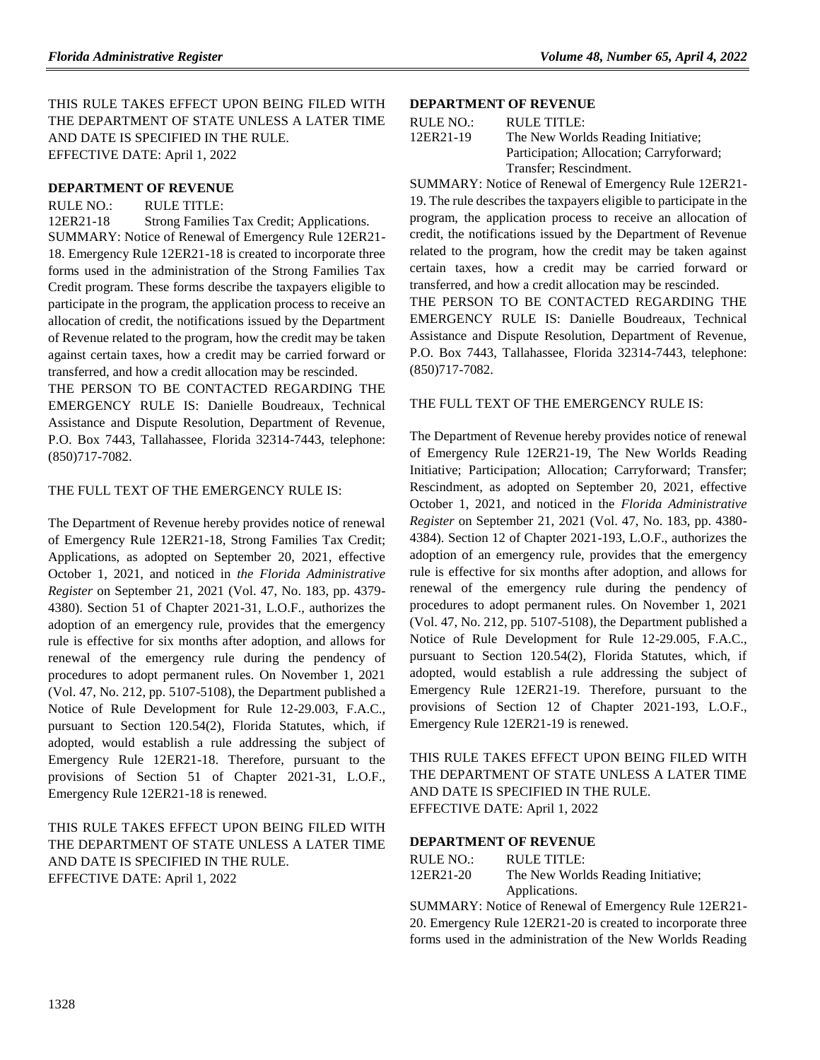THIS RULE TAKES EFFECT UPON BEING FILED WITH THE DEPARTMENT OF STATE UNLESS A LATER TIME AND DATE IS SPECIFIED IN THE RULE.
EFFECTIVE DATE: April 1, 2022

**DEPARTMENT OF REVENUE**

RULE NO.: RULE TITLE:
12ER21-18 Strong Families Tax Credit; Applications.

SUMMARY: Notice of Renewal of Emergency Rule 12ER21-18. Emergency Rule 12ER21-18 is created to incorporate three forms used in the administration of the Strong Families Tax Credit program. These forms describe the taxpayers eligible to participate in the program, the application process to receive an allocation of credit, the notifications issued by the Department of Revenue related to the program, how the credit may be taken against certain taxes, how a credit may be carried forward or transferred, and how a credit allocation may be rescinded.

THE PERSON TO BE CONTACTED REGARDING THE EMERGENCY RULE IS: Danielle Boudreaux, Technical Assistance and Dispute Resolution, Department of Revenue, P.O. Box 7443, Tallahassee, Florida 32314-7443, telephone: (850)717-7082.

THE FULL TEXT OF THE EMERGENCY RULE IS:

The Department of Revenue hereby provides notice of renewal of Emergency Rule 12ER21-18, Strong Families Tax Credit; Applications, as adopted on September 20, 2021, effective October 1, 2021, and noticed in *the Florida Administrative Register* on September 21, 2021 (Vol. 47, No. 183, pp. 4379-4380). Section 51 of Chapter 2021-31, L.O.F., authorizes the adoption of an emergency rule, provides that the emergency rule is effective for six months after adoption, and allows for renewal of the emergency rule during the pendency of procedures to adopt permanent rules. On November 1, 2021 (Vol. 47, No. 212, pp. 5107-5108), the Department published a Notice of Rule Development for Rule 12-29.003, F.A.C., pursuant to Section 120.54(2), Florida Statutes, which, if adopted, would establish a rule addressing the subject of Emergency Rule 12ER21-18. Therefore, pursuant to the provisions of Section 51 of Chapter 2021-31, L.O.F., Emergency Rule 12ER21-18 is renewed.

THIS RULE TAKES EFFECT UPON BEING FILED WITH THE DEPARTMENT OF STATE UNLESS A LATER TIME AND DATE IS SPECIFIED IN THE RULE.
EFFECTIVE DATE: April 1, 2022

**DEPARTMENT OF REVENUE**

RULE NO.: RULE TITLE:
12ER21-19 The New Worlds Reading Initiative; Participation; Allocation; Carryforward; Transfer; Rescindment.

SUMMARY: Notice of Renewal of Emergency Rule 12ER21-19. The rule describes the taxpayers eligible to participate in the program, the application process to receive an allocation of credit, the notifications issued by the Department of Revenue related to the program, how the credit may be taken against certain taxes, how a credit may be carried forward or transferred, and how a credit allocation may be rescinded.

THE PERSON TO BE CONTACTED REGARDING THE EMERGENCY RULE IS: Danielle Boudreaux, Technical Assistance and Dispute Resolution, Department of Revenue, P.O. Box 7443, Tallahassee, Florida 32314-7443, telephone: (850)717-7082.

THE FULL TEXT OF THE EMERGENCY RULE IS:

The Department of Revenue hereby provides notice of renewal of Emergency Rule 12ER21-19, The New Worlds Reading Initiative; Participation; Allocation; Carryforward; Transfer; Rescindment, as adopted on September 20, 2021, effective October 1, 2021, and noticed in the *Florida Administrative Register* on September 21, 2021 (Vol. 47, No. 183, pp. 4380-4384). Section 12 of Chapter 2021-193, L.O.F., authorizes the adoption of an emergency rule, provides that the emergency rule is effective for six months after adoption, and allows for renewal of the emergency rule during the pendency of procedures to adopt permanent rules. On November 1, 2021 (Vol. 47, No. 212, pp. 5107-5108), the Department published a Notice of Rule Development for Rule 12-29.005, F.A.C., pursuant to Section 120.54(2), Florida Statutes, which, if adopted, would establish a rule addressing the subject of Emergency Rule 12ER21-19. Therefore, pursuant to the provisions of Section 12 of Chapter 2021-193, L.O.F., Emergency Rule 12ER21-19 is renewed.

THIS RULE TAKES EFFECT UPON BEING FILED WITH THE DEPARTMENT OF STATE UNLESS A LATER TIME AND DATE IS SPECIFIED IN THE RULE.
EFFECTIVE DATE: April 1, 2022

**DEPARTMENT OF REVENUE**

RULE NO.: RULE TITLE:
12ER21-20 The New Worlds Reading Initiative; Applications.

SUMMARY: Notice of Renewal of Emergency Rule 12ER21-20. Emergency Rule 12ER21-20 is created to incorporate three forms used in the administration of the New Worlds Reading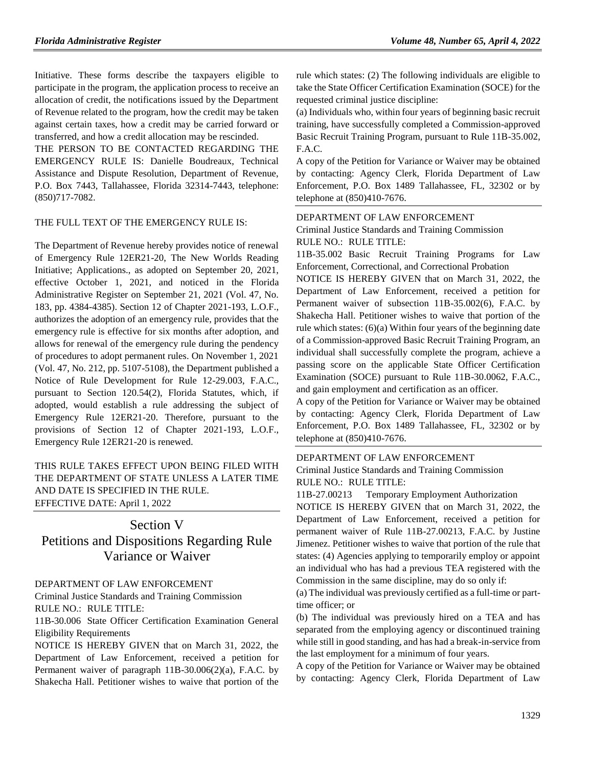Initiative. These forms describe the taxpayers eligible to participate in the program, the application process to receive an allocation of credit, the notifications issued by the Department of Revenue related to the program, how the credit may be taken against certain taxes, how a credit may be carried forward or transferred, and how a credit allocation may be rescinded.

THE PERSON TO BE CONTACTED REGARDING THE EMERGENCY RULE IS: Danielle Boudreaux, Technical Assistance and Dispute Resolution, Department of Revenue, P.O. Box 7443, Tallahassee, Florida 32314-7443, telephone: (850)717-7082.

THE FULL TEXT OF THE EMERGENCY RULE IS:

The Department of Revenue hereby provides notice of renewal of Emergency Rule 12ER21-20, The New Worlds Reading Initiative; Applications., as adopted on September 20, 2021, effective October 1, 2021, and noticed in the Florida Administrative Register on September 21, 2021 (Vol. 47, No. 183, pp. 4384-4385). Section 12 of Chapter 2021-193, L.O.F., authorizes the adoption of an emergency rule, provides that the emergency rule is effective for six months after adoption, and allows for renewal of the emergency rule during the pendency of procedures to adopt permanent rules. On November 1, 2021 (Vol. 47, No. 212, pp. 5107-5108), the Department published a Notice of Rule Development for Rule 12-29.003, F.A.C., pursuant to Section 120.54(2), Florida Statutes, which, if adopted, would establish a rule addressing the subject of Emergency Rule 12ER21-20. Therefore, pursuant to the provisions of Section 12 of Chapter 2021-193, L.O.F., Emergency Rule 12ER21-20 is renewed.

THIS RULE TAKES EFFECT UPON BEING FILED WITH THE DEPARTMENT OF STATE UNLESS A LATER TIME AND DATE IS SPECIFIED IN THE RULE.
EFFECTIVE DATE: April 1, 2022

# Section V
# Petitions and Dispositions Regarding Rule Variance or Waiver

DEPARTMENT OF LAW ENFORCEMENT
Criminal Justice Standards and Training Commission
RULE NO.: RULE TITLE:
11B-30.006 State Officer Certification Examination General Eligibility Requirements

NOTICE IS HEREBY GIVEN that on March 31, 2022, the Department of Law Enforcement, received a petition for Permanent waiver of paragraph 11B-30.006(2)(a), F.A.C. by Shakecha Hall. Petitioner wishes to waive that portion of the rule which states: (2) The following individuals are eligible to take the State Officer Certification Examination (SOCE) for the requested criminal justice discipline:
(a) Individuals who, within four years of beginning basic recruit training, have successfully completed a Commission-approved Basic Recruit Training Program, pursuant to Rule 11B-35.002, F.A.C.

A copy of the Petition for Variance or Waiver may be obtained by contacting: Agency Clerk, Florida Department of Law Enforcement, P.O. Box 1489 Tallahassee, FL, 32302 or by telephone at (850)410-7676.

DEPARTMENT OF LAW ENFORCEMENT
Criminal Justice Standards and Training Commission
RULE NO.: RULE TITLE:
11B-35.002 Basic Recruit Training Programs for Law Enforcement, Correctional, and Correctional Probation

NOTICE IS HEREBY GIVEN that on March 31, 2022, the Department of Law Enforcement, received a petition for Permanent waiver of subsection 11B-35.002(6), F.A.C. by Shakecha Hall. Petitioner wishes to waive that portion of the rule which states: (6)(a) Within four years of the beginning date of a Commission-approved Basic Recruit Training Program, an individual shall successfully complete the program, achieve a passing score on the applicable State Officer Certification Examination (SOCE) pursuant to Rule 11B-30.0062, F.A.C., and gain employment and certification as an officer.

A copy of the Petition for Variance or Waiver may be obtained by contacting: Agency Clerk, Florida Department of Law Enforcement, P.O. Box 1489 Tallahassee, FL, 32302 or by telephone at (850)410-7676.

DEPARTMENT OF LAW ENFORCEMENT
Criminal Justice Standards and Training Commission
RULE NO.: RULE TITLE:
11B-27.00213 Temporary Employment Authorization

NOTICE IS HEREBY GIVEN that on March 31, 2022, the Department of Law Enforcement, received a petition for permanent waiver of Rule 11B-27.00213, F.A.C. by Justine Jimenez. Petitioner wishes to waive that portion of the rule that states: (4) Agencies applying to temporarily employ or appoint an individual who has had a previous TEA registered with the Commission in the same discipline, may do so only if:
(a) The individual was previously certified as a full-time or part-time officer; or
(b) The individual was previously hired on a TEA and has separated from the employing agency or discontinued training while still in good standing, and has had a break-in-service from the last employment for a minimum of four years.

A copy of the Petition for Variance or Waiver may be obtained by contacting: Agency Clerk, Florida Department of Law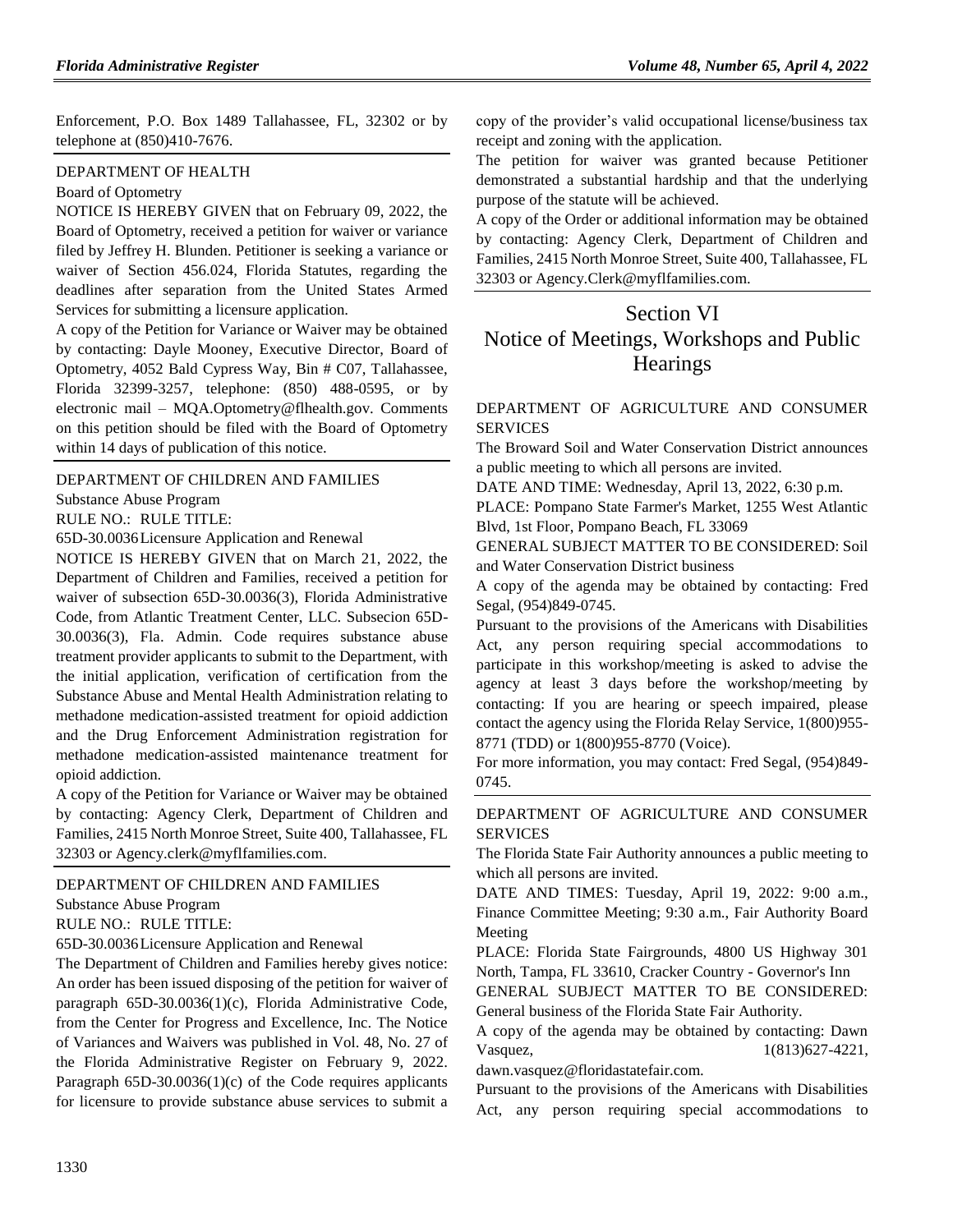Enforcement, P.O. Box 1489 Tallahassee, FL, 32302 or by telephone at (850)410-7676.

DEPARTMENT OF HEALTH

Board of Optometry

NOTICE IS HEREBY GIVEN that on February 09, 2022, the Board of Optometry, received a petition for waiver or variance filed by Jeffrey H. Blunden. Petitioner is seeking a variance or waiver of Section 456.024, Florida Statutes, regarding the deadlines after separation from the United States Armed Services for submitting a licensure application.

A copy of the Petition for Variance or Waiver may be obtained by contacting: Dayle Mooney, Executive Director, Board of Optometry, 4052 Bald Cypress Way, Bin # C07, Tallahassee, Florida 32399-3257, telephone: (850) 488-0595, or by electronic mail – MQA.Optometry@flhealth.gov. Comments on this petition should be filed with the Board of Optometry within 14 days of publication of this notice.

DEPARTMENT OF CHILDREN AND FAMILIES

Substance Abuse Program

RULE NO.: RULE TITLE:

65D-30.0036 Licensure Application and Renewal

NOTICE IS HEREBY GIVEN that on March 21, 2022, the Department of Children and Families, received a petition for waiver of subsection 65D-30.0036(3), Florida Administrative Code, from Atlantic Treatment Center, LLC. Subsecion 65D-30.0036(3), Fla. Admin. Code requires substance abuse treatment provider applicants to submit to the Department, with the initial application, verification of certification from the Substance Abuse and Mental Health Administration relating to methadone medication-assisted treatment for opioid addiction and the Drug Enforcement Administration registration for methadone medication-assisted maintenance treatment for opioid addiction.

A copy of the Petition for Variance or Waiver may be obtained by contacting: Agency Clerk, Department of Children and Families, 2415 North Monroe Street, Suite 400, Tallahassee, FL 32303 or Agency.clerk@myflfamilies.com.

DEPARTMENT OF CHILDREN AND FAMILIES

Substance Abuse Program

RULE NO.: RULE TITLE:

65D-30.0036 Licensure Application and Renewal

The Department of Children and Families hereby gives notice: An order has been issued disposing of the petition for waiver of paragraph 65D-30.0036(1)(c), Florida Administrative Code, from the Center for Progress and Excellence, Inc. The Notice of Variances and Waivers was published in Vol. 48, No. 27 of the Florida Administrative Register on February 9, 2022. Paragraph 65D-30.0036(1)(c) of the Code requires applicants for licensure to provide substance abuse services to submit a copy of the provider's valid occupational license/business tax receipt and zoning with the application.

The petition for waiver was granted because Petitioner demonstrated a substantial hardship and that the underlying purpose of the statute will be achieved.

A copy of the Order or additional information may be obtained by contacting: Agency Clerk, Department of Children and Families, 2415 North Monroe Street, Suite 400, Tallahassee, FL 32303 or Agency.Clerk@myflfamilies.com.

# Section VI
# Notice of Meetings, Workshops and Public Hearings

DEPARTMENT OF AGRICULTURE AND CONSUMER SERVICES

The Broward Soil and Water Conservation District announces a public meeting to which all persons are invited.

DATE AND TIME: Wednesday, April 13, 2022, 6:30 p.m.

PLACE: Pompano State Farmer's Market, 1255 West Atlantic Blvd, 1st Floor, Pompano Beach, FL 33069

GENERAL SUBJECT MATTER TO BE CONSIDERED: Soil and Water Conservation District business

A copy of the agenda may be obtained by contacting: Fred Segal, (954)849-0745.

Pursuant to the provisions of the Americans with Disabilities Act, any person requiring special accommodations to participate in this workshop/meeting is asked to advise the agency at least 3 days before the workshop/meeting by contacting: If you are hearing or speech impaired, please contact the agency using the Florida Relay Service, 1(800)955-8771 (TDD) or 1(800)955-8770 (Voice).

For more information, you may contact: Fred Segal, (954)849-0745.

DEPARTMENT OF AGRICULTURE AND CONSUMER SERVICES

The Florida State Fair Authority announces a public meeting to which all persons are invited.

DATE AND TIMES: Tuesday, April 19, 2022: 9:00 a.m., Finance Committee Meeting; 9:30 a.m., Fair Authority Board Meeting

PLACE: Florida State Fairgrounds, 4800 US Highway 301 North, Tampa, FL 33610, Cracker Country - Governor's Inn

GENERAL SUBJECT MATTER TO BE CONSIDERED: General business of the Florida State Fair Authority.

A copy of the agenda may be obtained by contacting: Dawn Vasquez, 1(813)627-4221, dawn.vasquez@floridastatefair.com.

Pursuant to the provisions of the Americans with Disabilities Act, any person requiring special accommodations to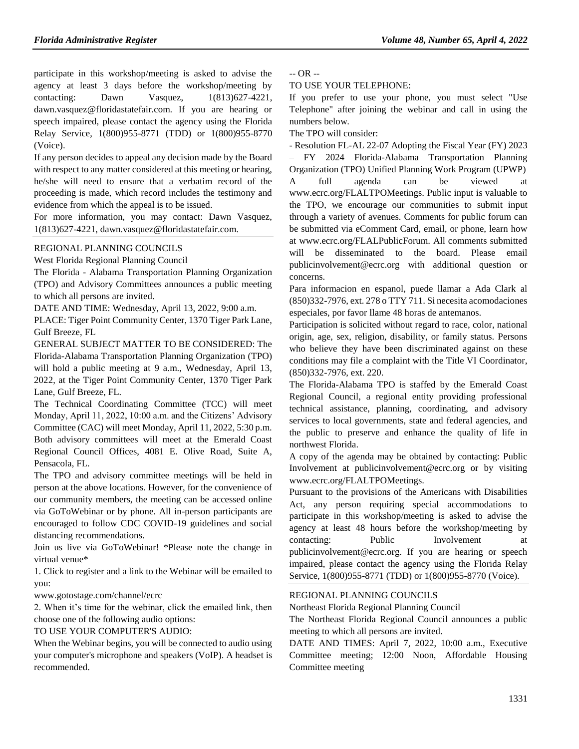participate in this workshop/meeting is asked to advise the agency at least 3 days before the workshop/meeting by contacting: Dawn Vasquez, 1(813)627-4221, dawn.vasquez@floridastatefair.com. If you are hearing or speech impaired, please contact the agency using the Florida Relay Service, 1(800)955-8771 (TDD) or 1(800)955-8770 (Voice).

If any person decides to appeal any decision made by the Board with respect to any matter considered at this meeting or hearing, he/she will need to ensure that a verbatim record of the proceeding is made, which record includes the testimony and evidence from which the appeal is to be issued.

For more information, you may contact: Dawn Vasquez, 1(813)627-4221, dawn.vasquez@floridastatefair.com.

REGIONAL PLANNING COUNCILS

West Florida Regional Planning Council

The Florida - Alabama Transportation Planning Organization (TPO) and Advisory Committees announces a public meeting to which all persons are invited.

DATE AND TIME: Wednesday, April 13, 2022, 9:00 a.m.

PLACE: Tiger Point Community Center, 1370 Tiger Park Lane, Gulf Breeze, FL

GENERAL SUBJECT MATTER TO BE CONSIDERED: The Florida-Alabama Transportation Planning Organization (TPO) will hold a public meeting at 9 a.m., Wednesday, April 13, 2022, at the Tiger Point Community Center, 1370 Tiger Park Lane, Gulf Breeze, FL.

The Technical Coordinating Committee (TCC) will meet Monday, April 11, 2022, 10:00 a.m. and the Citizens' Advisory Committee (CAC) will meet Monday, April 11, 2022, 5:30 p.m. Both advisory committees will meet at the Emerald Coast Regional Council Offices, 4081 E. Olive Road, Suite A, Pensacola, FL.

The TPO and advisory committee meetings will be held in person at the above locations. However, for the convenience of our community members, the meeting can be accessed online via GoToWebinar or by phone. All in-person participants are encouraged to follow CDC COVID-19 guidelines and social distancing recommendations.

Join us live via GoToWebinar! *Please note the change in virtual venue*

1. Click to register and a link to the Webinar will be emailed to you:

www.gotostage.com/channel/ecrc

2. When it's time for the webinar, click the emailed link, then choose one of the following audio options:

TO USE YOUR COMPUTER'S AUDIO:

When the Webinar begins, you will be connected to audio using your computer's microphone and speakers (VoIP). A headset is recommended.

-- OR --

TO USE YOUR TELEPHONE:

If you prefer to use your phone, you must select "Use Telephone" after joining the webinar and call in using the numbers below.

The TPO will consider:

- Resolution FL-AL 22-07 Adopting the Fiscal Year (FY) 2023 – FY 2024 Florida-Alabama Transportation Planning Organization (TPO) Unified Planning Work Program (UPWP)

A full agenda can be viewed at www.ecrc.org/FLALTPOMeetings. Public input is valuable to the TPO, we encourage our communities to submit input through a variety of avenues. Comments for public forum can be submitted via eComment Card, email, or phone, learn how at www.ecrc.org/FLALPublicForum. All comments submitted will be disseminated to the board. Please email publicinvolvement@ecrc.org with additional question or concerns.

Para informacion en espanol, puede llamar a Ada Clark al (850)332-7976, ext. 278 o TTY 711. Si necesita acomodaciones especiales, por favor llame 48 horas de antemanos.

Participation is solicited without regard to race, color, national origin, age, sex, religion, disability, or family status. Persons who believe they have been discriminated against on these conditions may file a complaint with the Title VI Coordinator, (850)332-7976, ext. 220.

The Florida-Alabama TPO is staffed by the Emerald Coast Regional Council, a regional entity providing professional technical assistance, planning, coordinating, and advisory services to local governments, state and federal agencies, and the public to preserve and enhance the quality of life in northwest Florida.

A copy of the agenda may be obtained by contacting: Public Involvement at publicinvolvement@ecrc.org or by visiting www.ecrc.org/FLALTPOMeetings.

Pursuant to the provisions of the Americans with Disabilities Act, any person requiring special accommodations to participate in this workshop/meeting is asked to advise the agency at least 48 hours before the workshop/meeting by contacting: Public Involvement at publicinvolvement@ecrc.org. If you are hearing or speech impaired, please contact the agency using the Florida Relay Service, 1(800)955-8771 (TDD) or 1(800)955-8770 (Voice).

REGIONAL PLANNING COUNCILS

Northeast Florida Regional Planning Council

The Northeast Florida Regional Council announces a public meeting to which all persons are invited.

DATE AND TIMES: April 7, 2022, 10:00 a.m., Executive Committee meeting; 12:00 Noon, Affordable Housing Committee meeting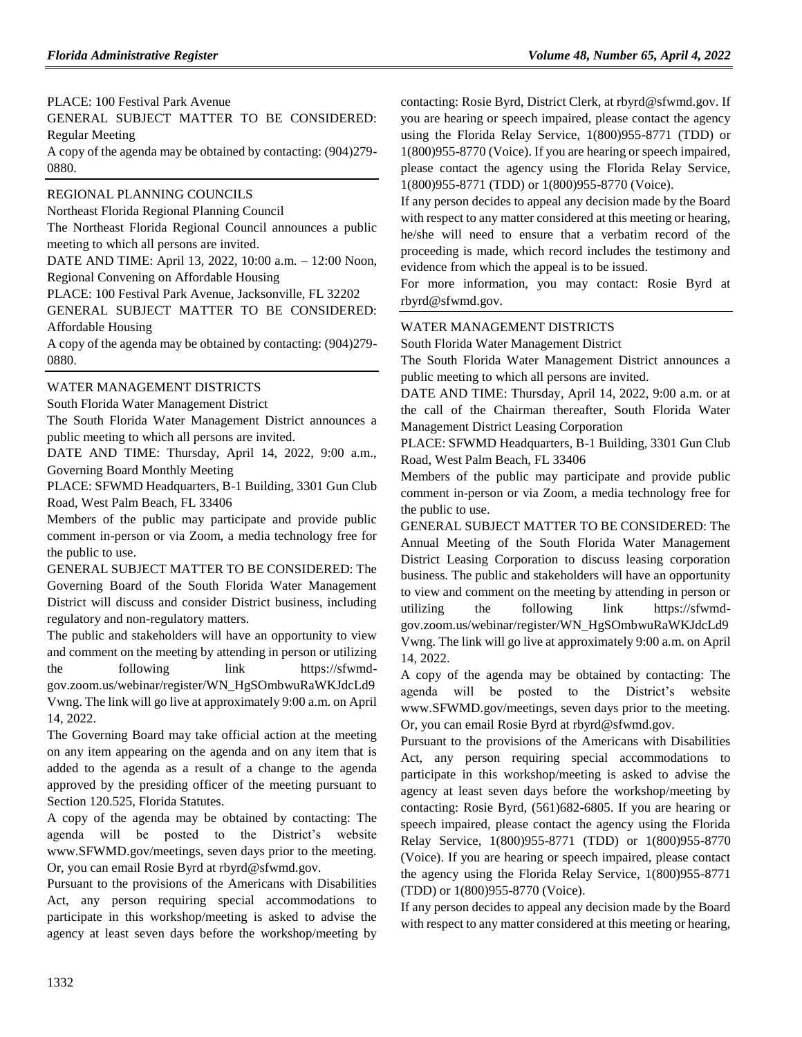PLACE: 100 Festival Park Avenue

GENERAL SUBJECT MATTER TO BE CONSIDERED: Regular Meeting

A copy of the agenda may be obtained by contacting: (904)279-0880.

REGIONAL PLANNING COUNCILS

Northeast Florida Regional Planning Council

The Northeast Florida Regional Council announces a public meeting to which all persons are invited.

DATE AND TIME: April 13, 2022, 10:00 a.m. – 12:00 Noon, Regional Convening on Affordable Housing

PLACE: 100 Festival Park Avenue, Jacksonville, FL 32202

GENERAL SUBJECT MATTER TO BE CONSIDERED: Affordable Housing

A copy of the agenda may be obtained by contacting: (904)279-0880.

WATER MANAGEMENT DISTRICTS

South Florida Water Management District

The South Florida Water Management District announces a public meeting to which all persons are invited.

DATE AND TIME: Thursday, April 14, 2022, 9:00 a.m., Governing Board Monthly Meeting

PLACE: SFWMD Headquarters, B-1 Building, 3301 Gun Club Road, West Palm Beach, FL 33406

Members of the public may participate and provide public comment in-person or via Zoom, a media technology free for the public to use.

GENERAL SUBJECT MATTER TO BE CONSIDERED: The Governing Board of the South Florida Water Management District will discuss and consider District business, including regulatory and non-regulatory matters.

The public and stakeholders will have an opportunity to view and comment on the meeting by attending in person or utilizing the following link https://sfwmd-gov.zoom.us/webinar/register/WN_HgSOmbwuRaWKJdcLd9Vwng. The link will go live at approximately 9:00 a.m. on April 14, 2022.

The Governing Board may take official action at the meeting on any item appearing on the agenda and on any item that is added to the agenda as a result of a change to the agenda approved by the presiding officer of the meeting pursuant to Section 120.525, Florida Statutes.

A copy of the agenda may be obtained by contacting: The agenda will be posted to the District's website www.SFWMD.gov/meetings, seven days prior to the meeting. Or, you can email Rosie Byrd at rbyrd@sfwmd.gov.

Pursuant to the provisions of the Americans with Disabilities Act, any person requiring special accommodations to participate in this workshop/meeting is asked to advise the agency at least seven days before the workshop/meeting by contacting: Rosie Byrd, District Clerk, at rbyrd@sfwmd.gov. If you are hearing or speech impaired, please contact the agency using the Florida Relay Service, 1(800)955-8771 (TDD) or 1(800)955-8770 (Voice). If you are hearing or speech impaired, please contact the agency using the Florida Relay Service, 1(800)955-8771 (TDD) or 1(800)955-8770 (Voice).

If any person decides to appeal any decision made by the Board with respect to any matter considered at this meeting or hearing, he/she will need to ensure that a verbatim record of the proceeding is made, which record includes the testimony and evidence from which the appeal is to be issued.

For more information, you may contact: Rosie Byrd at rbyrd@sfwmd.gov.

WATER MANAGEMENT DISTRICTS

South Florida Water Management District

The South Florida Water Management District announces a public meeting to which all persons are invited.

DATE AND TIME: Thursday, April 14, 2022, 9:00 a.m. or at the call of the Chairman thereafter, South Florida Water Management District Leasing Corporation

PLACE: SFWMD Headquarters, B-1 Building, 3301 Gun Club Road, West Palm Beach, FL 33406

Members of the public may participate and provide public comment in-person or via Zoom, a media technology free for the public to use.

GENERAL SUBJECT MATTER TO BE CONSIDERED: The Annual Meeting of the South Florida Water Management District Leasing Corporation to discuss leasing corporation business. The public and stakeholders will have an opportunity to view and comment on the meeting by attending in person or utilizing the following link https://sfwmd-gov.zoom.us/webinar/register/WN_HgSOmbwuRaWKJdcLd9Vwng. The link will go live at approximately 9:00 a.m. on April 14, 2022.

A copy of the agenda may be obtained by contacting: The agenda will be posted to the District's website www.SFWMD.gov/meetings, seven days prior to the meeting. Or, you can email Rosie Byrd at rbyrd@sfwmd.gov.

Pursuant to the provisions of the Americans with Disabilities Act, any person requiring special accommodations to participate in this workshop/meeting is asked to advise the agency at least seven days before the workshop/meeting by contacting: Rosie Byrd, (561)682-6805. If you are hearing or speech impaired, please contact the agency using the Florida Relay Service, 1(800)955-8771 (TDD) or 1(800)955-8770 (Voice). If you are hearing or speech impaired, please contact the agency using the Florida Relay Service, 1(800)955-8771 (TDD) or 1(800)955-8770 (Voice).

If any person decides to appeal any decision made by the Board with respect to any matter considered at this meeting or hearing,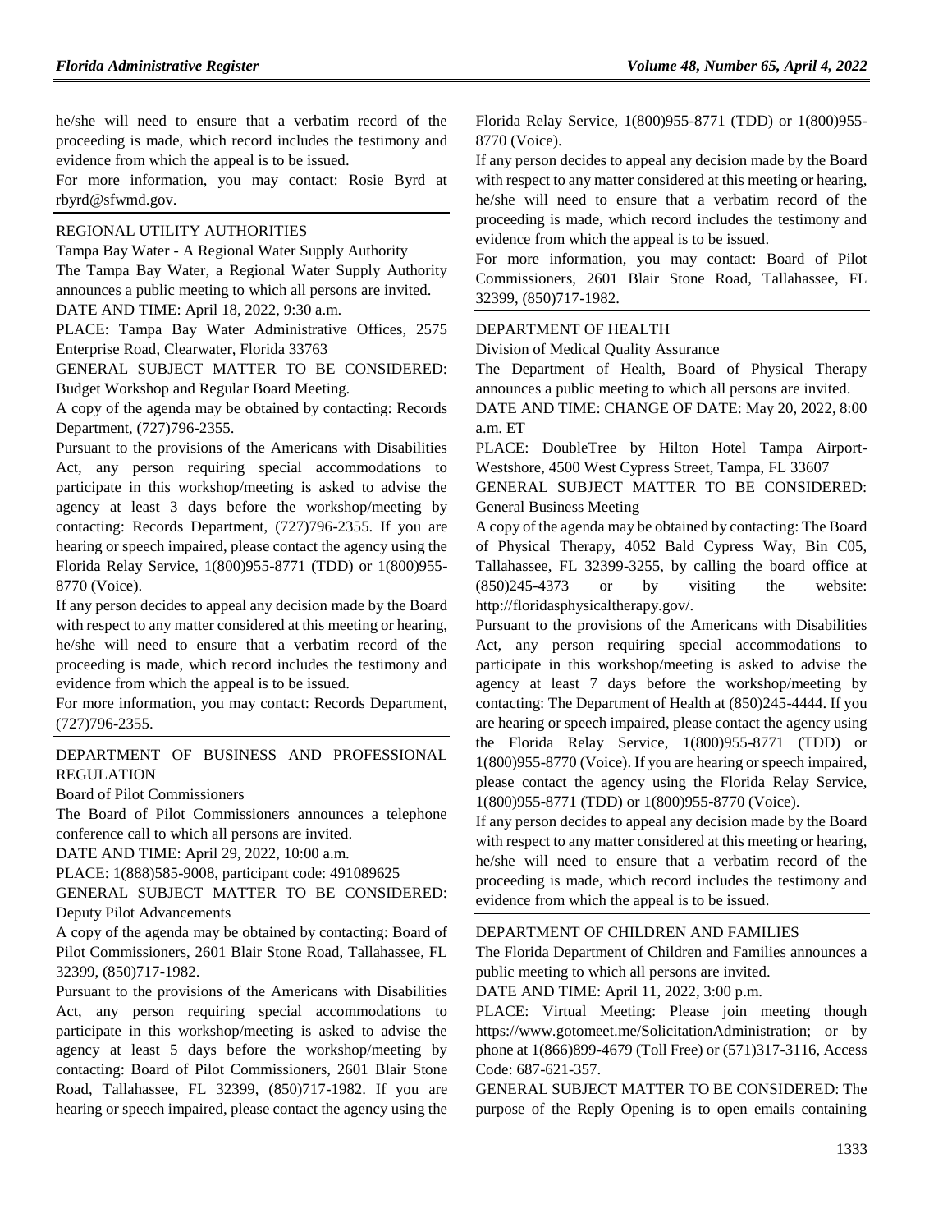he/she will need to ensure that a verbatim record of the proceeding is made, which record includes the testimony and evidence from which the appeal is to be issued.

For more information, you may contact: Rosie Byrd at rbyrd@sfwmd.gov.

REGIONAL UTILITY AUTHORITIES

Tampa Bay Water - A Regional Water Supply Authority

The Tampa Bay Water, a Regional Water Supply Authority announces a public meeting to which all persons are invited.

DATE AND TIME: April 18, 2022, 9:30 a.m.

PLACE: Tampa Bay Water Administrative Offices, 2575 Enterprise Road, Clearwater, Florida 33763

GENERAL SUBJECT MATTER TO BE CONSIDERED: Budget Workshop and Regular Board Meeting.

A copy of the agenda may be obtained by contacting: Records Department, (727)796-2355.

Pursuant to the provisions of the Americans with Disabilities Act, any person requiring special accommodations to participate in this workshop/meeting is asked to advise the agency at least 3 days before the workshop/meeting by contacting: Records Department, (727)796-2355. If you are hearing or speech impaired, please contact the agency using the Florida Relay Service, 1(800)955-8771 (TDD) or 1(800)955-8770 (Voice).

If any person decides to appeal any decision made by the Board with respect to any matter considered at this meeting or hearing, he/she will need to ensure that a verbatim record of the proceeding is made, which record includes the testimony and evidence from which the appeal is to be issued.

For more information, you may contact: Records Department, (727)796-2355.

DEPARTMENT OF BUSINESS AND PROFESSIONAL REGULATION

Board of Pilot Commissioners

The Board of Pilot Commissioners announces a telephone conference call to which all persons are invited.

DATE AND TIME: April 29, 2022, 10:00 a.m.

PLACE: 1(888)585-9008, participant code: 491089625

GENERAL SUBJECT MATTER TO BE CONSIDERED: Deputy Pilot Advancements

A copy of the agenda may be obtained by contacting: Board of Pilot Commissioners, 2601 Blair Stone Road, Tallahassee, FL 32399, (850)717-1982.

Pursuant to the provisions of the Americans with Disabilities Act, any person requiring special accommodations to participate in this workshop/meeting is asked to advise the agency at least 5 days before the workshop/meeting by contacting: Board of Pilot Commissioners, 2601 Blair Stone Road, Tallahassee, FL 32399, (850)717-1982. If you are hearing or speech impaired, please contact the agency using the Florida Relay Service, 1(800)955-8771 (TDD) or 1(800)955-8770 (Voice).

If any person decides to appeal any decision made by the Board with respect to any matter considered at this meeting or hearing, he/she will need to ensure that a verbatim record of the proceeding is made, which record includes the testimony and evidence from which the appeal is to be issued.

For more information, you may contact: Board of Pilot Commissioners, 2601 Blair Stone Road, Tallahassee, FL 32399, (850)717-1982.

DEPARTMENT OF HEALTH

Division of Medical Quality Assurance

The Department of Health, Board of Physical Therapy announces a public meeting to which all persons are invited.

DATE AND TIME: CHANGE OF DATE: May 20, 2022, 8:00 a.m. ET

PLACE: DoubleTree by Hilton Hotel Tampa Airport-Westshore, 4500 West Cypress Street, Tampa, FL 33607

GENERAL SUBJECT MATTER TO BE CONSIDERED: General Business Meeting

A copy of the agenda may be obtained by contacting: The Board of Physical Therapy, 4052 Bald Cypress Way, Bin C05, Tallahassee, FL 32399-3255, by calling the board office at (850)245-4373 or by visiting the website: http://floridasphysicaltherapy.gov/.

Pursuant to the provisions of the Americans with Disabilities Act, any person requiring special accommodations to participate in this workshop/meeting is asked to advise the agency at least 7 days before the workshop/meeting by contacting: The Department of Health at (850)245-4444. If you are hearing or speech impaired, please contact the agency using the Florida Relay Service, 1(800)955-8771 (TDD) or 1(800)955-8770 (Voice). If you are hearing or speech impaired, please contact the agency using the Florida Relay Service, 1(800)955-8771 (TDD) or 1(800)955-8770 (Voice).

If any person decides to appeal any decision made by the Board with respect to any matter considered at this meeting or hearing, he/she will need to ensure that a verbatim record of the proceeding is made, which record includes the testimony and evidence from which the appeal is to be issued.

DEPARTMENT OF CHILDREN AND FAMILIES

The Florida Department of Children and Families announces a public meeting to which all persons are invited.

DATE AND TIME: April 11, 2022, 3:00 p.m.

PLACE: Virtual Meeting: Please join meeting though https://www.gotomeet.me/SolicitationAdministration; or by phone at 1(866)899-4679 (Toll Free) or (571)317-3116, Access Code: 687-621-357.

GENERAL SUBJECT MATTER TO BE CONSIDERED: The purpose of the Reply Opening is to open emails containing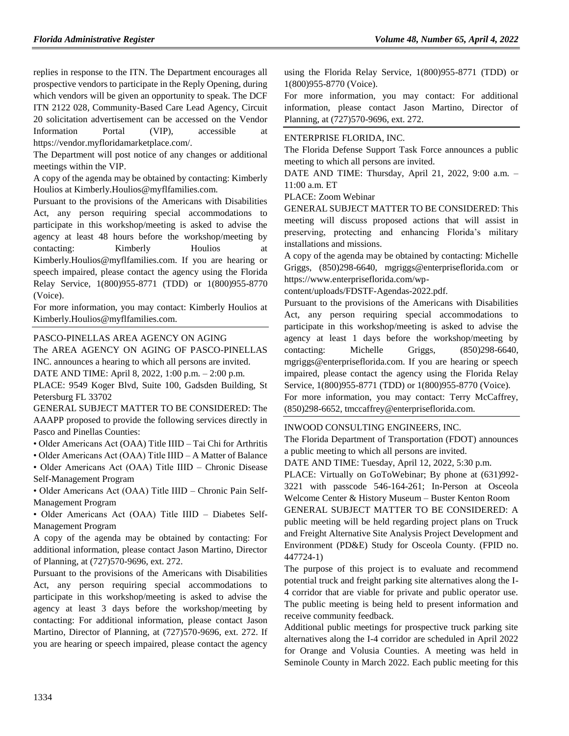replies in response to the ITN. The Department encourages all prospective vendors to participate in the Reply Opening, during which vendors will be given an opportunity to speak. The DCF ITN 2122 028, Community-Based Care Lead Agency, Circuit 20 solicitation advertisement can be accessed on the Vendor Information Portal (VIP), accessible at https://vendor.myfloridamarketplace.com/.

The Department will post notice of any changes or additional meetings within the VIP.

A copy of the agenda may be obtained by contacting: Kimberly Houlios at Kimberly.Houlios@myflfamilies.com.

Pursuant to the provisions of the Americans with Disabilities Act, any person requiring special accommodations to participate in this workshop/meeting is asked to advise the agency at least 48 hours before the workshop/meeting by contacting: Kimberly Houlios at Kimberly.Houlios@myflfamilies.com. If you are hearing or speech impaired, please contact the agency using the Florida Relay Service, 1(800)955-8771 (TDD) or 1(800)955-8770 (Voice).

For more information, you may contact: Kimberly Houlios at Kimberly.Houlios@myflfamilies.com.

PASCO-PINELLAS AREA AGENCY ON AGING

The AREA AGENCY ON AGING OF PASCO-PINELLAS INC. announces a hearing to which all persons are invited.

DATE AND TIME: April 8, 2022, 1:00 p.m. – 2:00 p.m.

PLACE: 9549 Koger Blvd, Suite 100, Gadsden Building, St Petersburg FL 33702

GENERAL SUBJECT MATTER TO BE CONSIDERED: The AAAPP proposed to provide the following services directly in Pasco and Pinellas Counties:

- Older Americans Act (OAA) Title IIID – Tai Chi for Arthritis
- Older Americans Act (OAA) Title IIID – A Matter of Balance
- Older Americans Act (OAA) Title IIID – Chronic Disease Self-Management Program
- Older Americans Act (OAA) Title IIID – Chronic Pain Self-Management Program
- Older Americans Act (OAA) Title IIID – Diabetes Self-Management Program

A copy of the agenda may be obtained by contacting: For additional information, please contact Jason Martino, Director of Planning, at (727)570-9696, ext. 272.

Pursuant to the provisions of the Americans with Disabilities Act, any person requiring special accommodations to participate in this workshop/meeting is asked to advise the agency at least 3 days before the workshop/meeting by contacting: For additional information, please contact Jason Martino, Director of Planning, at (727)570-9696, ext. 272. If you are hearing or speech impaired, please contact the agency using the Florida Relay Service, 1(800)955-8771 (TDD) or 1(800)955-8770 (Voice).

For more information, you may contact: For additional information, please contact Jason Martino, Director of Planning, at (727)570-9696, ext. 272.

ENTERPRISE FLORIDA, INC.

The Florida Defense Support Task Force announces a public meeting to which all persons are invited.

DATE AND TIME: Thursday, April 21, 2022, 9:00 a.m. – 11:00 a.m. ET

PLACE: Zoom Webinar

GENERAL SUBJECT MATTER TO BE CONSIDERED: This meeting will discuss proposed actions that will assist in preserving, protecting and enhancing Florida's military installations and missions.

A copy of the agenda may be obtained by contacting: Michelle Griggs, (850)298-6640, mgriggs@enterpriseflorida.com or https://www.enterpriseflorida.com/wp-content/uploads/FDSTF-Agendas-2022.pdf.

Pursuant to the provisions of the Americans with Disabilities Act, any person requiring special accommodations to participate in this workshop/meeting is asked to advise the agency at least 1 days before the workshop/meeting by contacting: Michelle Griggs, (850)298-6640, mgriggs@enterpriseflorida.com. If you are hearing or speech impaired, please contact the agency using the Florida Relay Service, 1(800)955-8771 (TDD) or 1(800)955-8770 (Voice).

For more information, you may contact: Terry McCaffrey, (850)298-6652, tmccaffrey@enterpriseflorida.com.

INWOOD CONSULTING ENGINEERS, INC.

The Florida Department of Transportation (FDOT) announces a public meeting to which all persons are invited.

DATE AND TIME: Tuesday, April 12, 2022, 5:30 p.m.

PLACE: Virtually on GoToWebinar; By phone at (631)992-3221 with passcode 546-164-261; In-Person at Osceola Welcome Center & History Museum – Buster Kenton Room

GENERAL SUBJECT MATTER TO BE CONSIDERED: A public meeting will be held regarding project plans on Truck and Freight Alternative Site Analysis Project Development and Environment (PD&E) Study for Osceola County. (FPID no. 447724-1)

The purpose of this project is to evaluate and recommend potential truck and freight parking site alternatives along the I-4 corridor that are viable for private and public operator use. The public meeting is being held to present information and receive community feedback.

Additional public meetings for prospective truck parking site alternatives along the I-4 corridor are scheduled in April 2022 for Orange and Volusia Counties. A meeting was held in Seminole County in March 2022. Each public meeting for this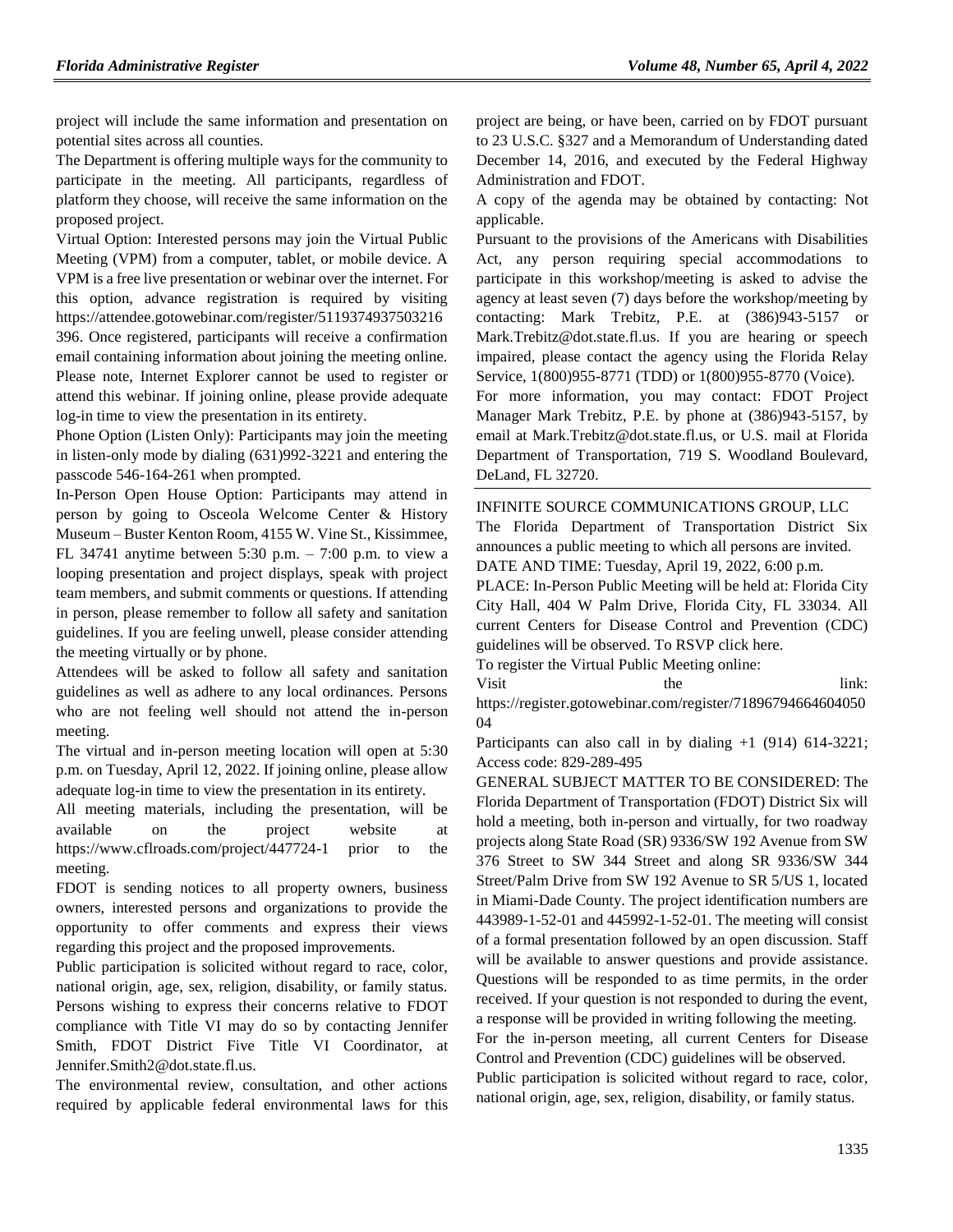project will include the same information and presentation on potential sites across all counties.

The Department is offering multiple ways for the community to participate in the meeting. All participants, regardless of platform they choose, will receive the same information on the proposed project.

Virtual Option: Interested persons may join the Virtual Public Meeting (VPM) from a computer, tablet, or mobile device. A VPM is a free live presentation or webinar over the internet. For this option, advance registration is required by visiting https://attendee.gotowebinar.com/register/5119374937503216396. Once registered, participants will receive a confirmation email containing information about joining the meeting online. Please note, Internet Explorer cannot be used to register or attend this webinar. If joining online, please provide adequate log-in time to view the presentation in its entirety.

Phone Option (Listen Only): Participants may join the meeting in listen-only mode by dialing (631)992-3221 and entering the passcode 546-164-261 when prompted.

In-Person Open House Option: Participants may attend in person by going to Osceola Welcome Center & History Museum – Buster Kenton Room, 4155 W. Vine St., Kissimmee, FL 34741 anytime between 5:30 p.m. – 7:00 p.m. to view a looping presentation and project displays, speak with project team members, and submit comments or questions. If attending in person, please remember to follow all safety and sanitation guidelines. If you are feeling unwell, please consider attending the meeting virtually or by phone.

Attendees will be asked to follow all safety and sanitation guidelines as well as adhere to any local ordinances. Persons who are not feeling well should not attend the in-person meeting.

The virtual and in-person meeting location will open at 5:30 p.m. on Tuesday, April 12, 2022. If joining online, please allow adequate log-in time to view the presentation in its entirety.

All meeting materials, including the presentation, will be available on the project website at https://www.cflroads.com/project/447724-1 prior to the meeting.

FDOT is sending notices to all property owners, business owners, interested persons and organizations to provide the opportunity to offer comments and express their views regarding this project and the proposed improvements.

Public participation is solicited without regard to race, color, national origin, age, sex, religion, disability, or family status. Persons wishing to express their concerns relative to FDOT compliance with Title VI may do so by contacting Jennifer Smith, FDOT District Five Title VI Coordinator, at Jennifer.Smith2@dot.state.fl.us.

The environmental review, consultation, and other actions required by applicable federal environmental laws for this project are being, or have been, carried on by FDOT pursuant to 23 U.S.C. §327 and a Memorandum of Understanding dated December 14, 2016, and executed by the Federal Highway Administration and FDOT.

A copy of the agenda may be obtained by contacting: Not applicable.

Pursuant to the provisions of the Americans with Disabilities Act, any person requiring special accommodations to participate in this workshop/meeting is asked to advise the agency at least seven (7) days before the workshop/meeting by contacting: Mark Trebitz, P.E. at (386)943-5157 or Mark.Trebitz@dot.state.fl.us. If you are hearing or speech impaired, please contact the agency using the Florida Relay Service, 1(800)955-8771 (TDD) or 1(800)955-8770 (Voice).

For more information, you may contact: FDOT Project Manager Mark Trebitz, P.E. by phone at (386)943-5157, by email at Mark.Trebitz@dot.state.fl.us, or U.S. mail at Florida Department of Transportation, 719 S. Woodland Boulevard, DeLand, FL 32720.

---

INFINITE SOURCE COMMUNICATIONS GROUP, LLC

The Florida Department of Transportation District Six announces a public meeting to which all persons are invited.

DATE AND TIME: Tuesday, April 19, 2022, 6:00 p.m.

PLACE: In-Person Public Meeting will be held at: Florida City City Hall, 404 W Palm Drive, Florida City, FL 33034. All current Centers for Disease Control and Prevention (CDC) guidelines will be observed. To RSVP click here.

To register the Virtual Public Meeting online:

Visit the link: https://register.gotowebinar.com/register/7189679466460405004

Participants can also call in by dialing +1 (914) 614-3221; Access code: 829-289-495

GENERAL SUBJECT MATTER TO BE CONSIDERED: The Florida Department of Transportation (FDOT) District Six will hold a meeting, both in-person and virtually, for two roadway projects along State Road (SR) 9336/SW 192 Avenue from SW 376 Street to SW 344 Street and along SR 9336/SW 344 Street/Palm Drive from SW 192 Avenue to SR 5/US 1, located in Miami-Dade County. The project identification numbers are 443989-1-52-01 and 445992-1-52-01. The meeting will consist of a formal presentation followed by an open discussion. Staff will be available to answer questions and provide assistance. Questions will be responded to as time permits, in the order received. If your question is not responded to during the event, a response will be provided in writing following the meeting.

For the in-person meeting, all current Centers for Disease Control and Prevention (CDC) guidelines will be observed.

Public participation is solicited without regard to race, color, national origin, age, sex, religion, disability, or family status.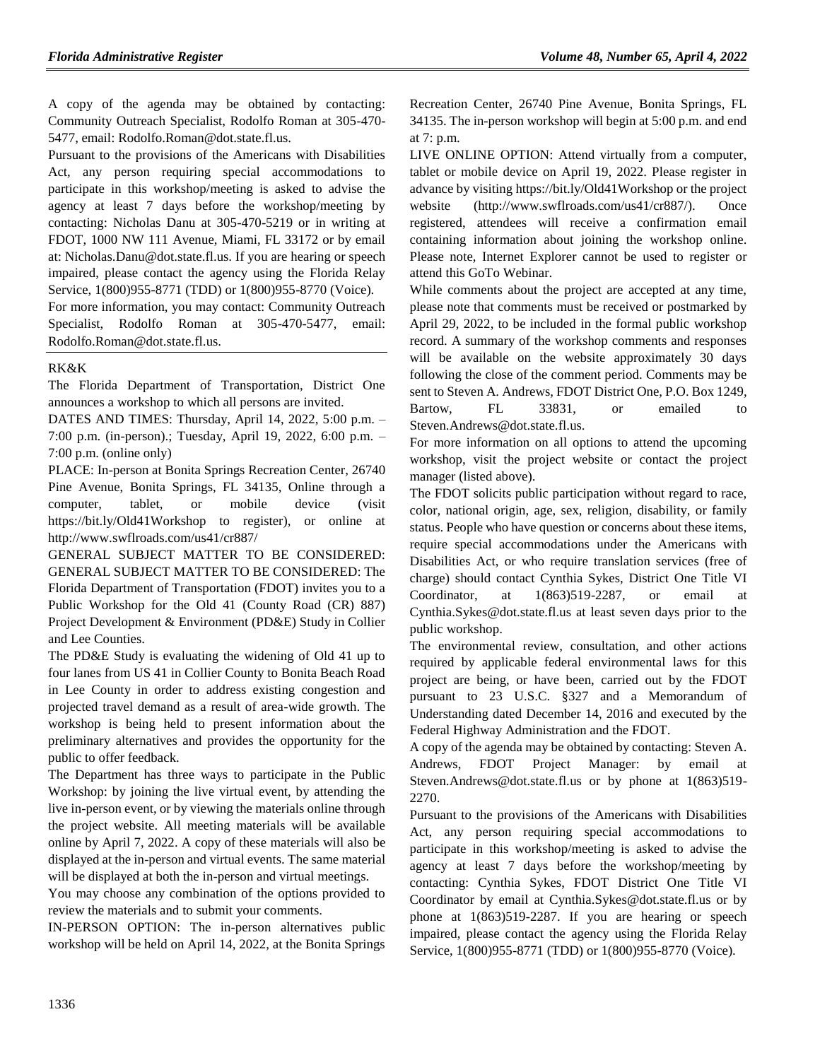A copy of the agenda may be obtained by contacting: Community Outreach Specialist, Rodolfo Roman at 305-470-5477, email: Rodolfo.Roman@dot.state.fl.us.

Pursuant to the provisions of the Americans with Disabilities Act, any person requiring special accommodations to participate in this workshop/meeting is asked to advise the agency at least 7 days before the workshop/meeting by contacting: Nicholas Danu at 305-470-5219 or in writing at FDOT, 1000 NW 111 Avenue, Miami, FL 33172 or by email at: Nicholas.Danu@dot.state.fl.us. If you are hearing or speech impaired, please contact the agency using the Florida Relay Service, 1(800)955-8771 (TDD) or 1(800)955-8770 (Voice).

For more information, you may contact: Community Outreach Specialist, Rodolfo Roman at 305-470-5477, email: Rodolfo.Roman@dot.state.fl.us.

RK&K

The Florida Department of Transportation, District One announces a workshop to which all persons are invited.

DATES AND TIMES: Thursday, April 14, 2022, 5:00 p.m. – 7:00 p.m. (in-person).; Tuesday, April 19, 2022, 6:00 p.m. – 7:00 p.m. (online only)

PLACE: In-person at Bonita Springs Recreation Center, 26740 Pine Avenue, Bonita Springs, FL 34135, Online through a computer, tablet, or mobile device (visit https://bit.ly/Old41Workshop to register), or online at http://www.swflroads.com/us41/cr887/

GENERAL SUBJECT MATTER TO BE CONSIDERED: GENERAL SUBJECT MATTER TO BE CONSIDERED: The Florida Department of Transportation (FDOT) invites you to a Public Workshop for the Old 41 (County Road (CR) 887) Project Development & Environment (PD&E) Study in Collier and Lee Counties.

The PD&E Study is evaluating the widening of Old 41 up to four lanes from US 41 in Collier County to Bonita Beach Road in Lee County in order to address existing congestion and projected travel demand as a result of area-wide growth. The workshop is being held to present information about the preliminary alternatives and provides the opportunity for the public to offer feedback.

The Department has three ways to participate in the Public Workshop: by joining the live virtual event, by attending the live in-person event, or by viewing the materials online through the project website. All meeting materials will be available online by April 7, 2022. A copy of these materials will also be displayed at the in-person and virtual events. The same material will be displayed at both the in-person and virtual meetings.

You may choose any combination of the options provided to review the materials and to submit your comments.

IN-PERSON OPTION: The in-person alternatives public workshop will be held on April 14, 2022, at the Bonita Springs Recreation Center, 26740 Pine Avenue, Bonita Springs, FL 34135. The in-person workshop will begin at 5:00 p.m. and end at 7: p.m.

LIVE ONLINE OPTION: Attend virtually from a computer, tablet or mobile device on April 19, 2022. Please register in advance by visiting https://bit.ly/Old41Workshop or the project website (http://www.swflroads.com/us41/cr887/). Once registered, attendees will receive a confirmation email containing information about joining the workshop online. Please note, Internet Explorer cannot be used to register or attend this GoTo Webinar.

While comments about the project are accepted at any time, please note that comments must be received or postmarked by April 29, 2022, to be included in the formal public workshop record. A summary of the workshop comments and responses will be available on the website approximately 30 days following the close of the comment period. Comments may be sent to Steven A. Andrews, FDOT District One, P.O. Box 1249, Bartow, FL 33831, or emailed to Steven.Andrews@dot.state.fl.us.

For more information on all options to attend the upcoming workshop, visit the project website or contact the project manager (listed above).

The FDOT solicits public participation without regard to race, color, national origin, age, sex, religion, disability, or family status. People who have question or concerns about these items, require special accommodations under the Americans with Disabilities Act, or who require translation services (free of charge) should contact Cynthia Sykes, District One Title VI Coordinator, at 1(863)519-2287, or email at Cynthia.Sykes@dot.state.fl.us at least seven days prior to the public workshop.

The environmental review, consultation, and other actions required by applicable federal environmental laws for this project are being, or have been, carried out by the FDOT pursuant to 23 U.S.C. §327 and a Memorandum of Understanding dated December 14, 2016 and executed by the Federal Highway Administration and the FDOT.

A copy of the agenda may be obtained by contacting: Steven A. Andrews, FDOT Project Manager: by email at Steven.Andrews@dot.state.fl.us or by phone at 1(863)519-2270.

Pursuant to the provisions of the Americans with Disabilities Act, any person requiring special accommodations to participate in this workshop/meeting is asked to advise the agency at least 7 days before the workshop/meeting by contacting: Cynthia Sykes, FDOT District One Title VI Coordinator by email at Cynthia.Sykes@dot.state.fl.us or by phone at 1(863)519-2287. If you are hearing or speech impaired, please contact the agency using the Florida Relay Service, 1(800)955-8771 (TDD) or 1(800)955-8770 (Voice).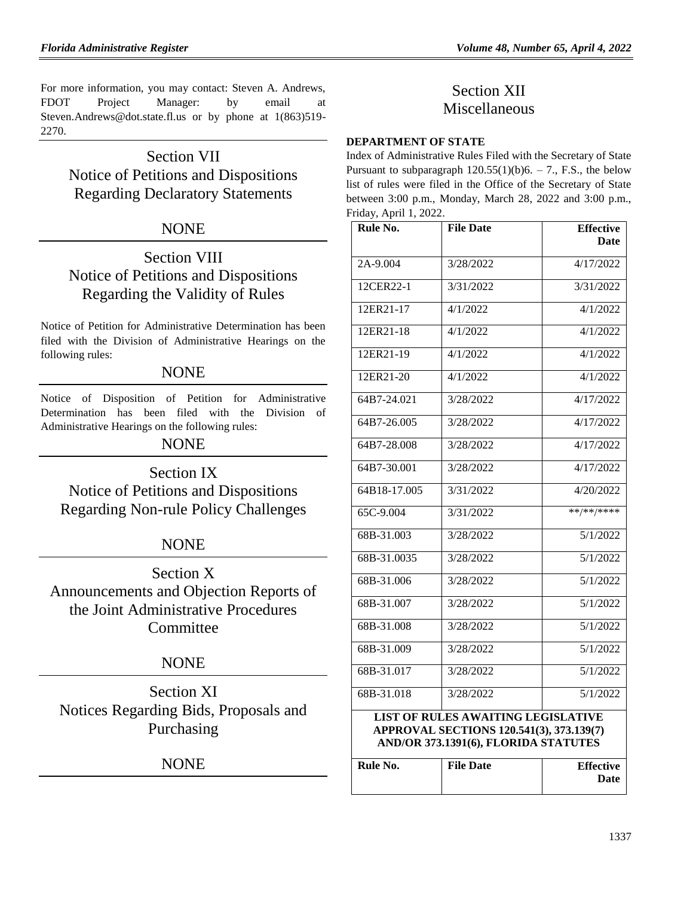For more information, you may contact: Steven A. Andrews, FDOT Project Manager: by email at Steven.Andrews@dot.state.fl.us or by phone at 1(863)519-2270.

## Section VII
## Notice of Petitions and Dispositions Regarding Declaratory Statements

NONE

## Section VIII
## Notice of Petitions and Dispositions Regarding the Validity of Rules

Notice of Petition for Administrative Determination has been filed with the Division of Administrative Hearings on the following rules:

NONE

Notice of Disposition of Petition for Administrative Determination has been filed with the Division of Administrative Hearings on the following rules:

NONE

## Section IX
## Notice of Petitions and Dispositions Regarding Non-rule Policy Challenges

NONE

## Section X
## Announcements and Objection Reports of the Joint Administrative Procedures Committee

NONE

## Section XI
## Notices Regarding Bids, Proposals and Purchasing

NONE

## Section XII
## Miscellaneous

**DEPARTMENT OF STATE**

Index of Administrative Rules Filed with the Secretary of State Pursuant to subparagraph 120.55(1)(b)6. – 7., F.S., the below list of rules were filed in the Office of the Secretary of State between 3:00 p.m., Monday, March 28, 2022 and 3:00 p.m., Friday, April 1, 2022.

| Rule No. | File Date | Effective Date |
|---|---|---|
| 2A-9.004 | 3/28/2022 | 4/17/2022 |
| 12CER22-1 | 3/31/2022 | 3/31/2022 |
| 12ER21-17 | 4/1/2022 | 4/1/2022 |
| 12ER21-18 | 4/1/2022 | 4/1/2022 |
| 12ER21-19 | 4/1/2022 | 4/1/2022 |
| 12ER21-20 | 4/1/2022 | 4/1/2022 |
| 64B7-24.021 | 3/28/2022 | 4/17/2022 |
| 64B7-26.005 | 3/28/2022 | 4/17/2022 |
| 64B7-28.008 | 3/28/2022 | 4/17/2022 |
| 64B7-30.001 | 3/28/2022 | 4/17/2022 |
| 64B18-17.005 | 3/31/2022 | 4/20/2022 |
| 65C-9.004 | 3/31/2022 | **/**/**** |
| 68B-31.003 | 3/28/2022 | 5/1/2022 |
| 68B-31.0035 | 3/28/2022 | 5/1/2022 |
| 68B-31.006 | 3/28/2022 | 5/1/2022 |
| 68B-31.007 | 3/28/2022 | 5/1/2022 |
| 68B-31.008 | 3/28/2022 | 5/1/2022 |
| 68B-31.009 | 3/28/2022 | 5/1/2022 |
| 68B-31.017 | 3/28/2022 | 5/1/2022 |
| 68B-31.018 | 3/28/2022 | 5/1/2022 |

**LIST OF RULES AWAITING LEGISLATIVE APPROVAL SECTIONS 120.541(3), 373.139(7) AND/OR 373.1391(6), FLORIDA STATUTES**

| Rule No. | File Date | Effective Date |
|---|---|---|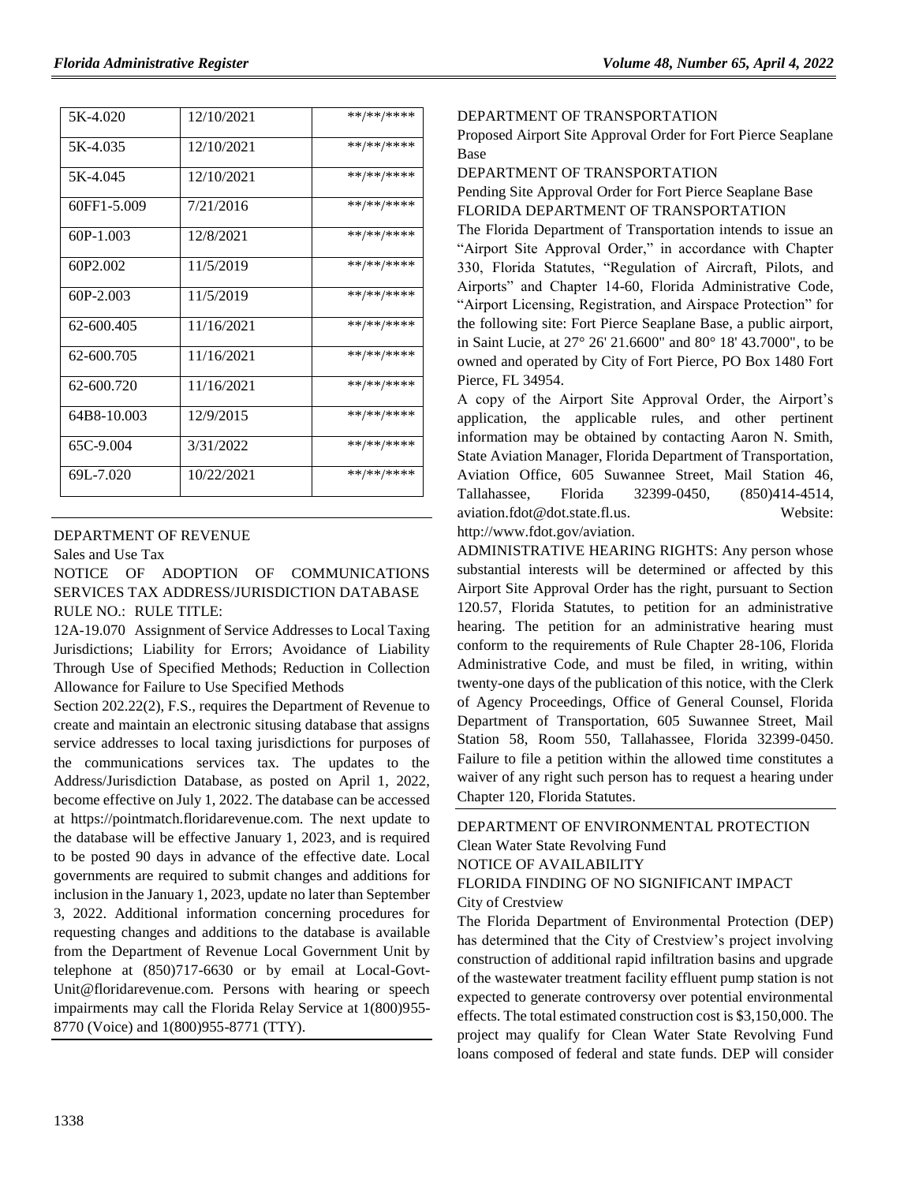| 5K-4.020 | 12/10/2021 | \*\*/\*\*/\*\*\*\* |
|---|---|---|
| 5K-4.035 | 12/10/2021 | \*\*/\*\*/\*\*\*\* |
| 5K-4.045 | 12/10/2021 | \*\*/\*\*/\*\*\*\* |
| 60FF1-5.009 | 7/21/2016 | \*\*/\*\*/\*\*\*\* |
| 60P-1.003 | 12/8/2021 | \*\*/\*\*/\*\*\*\* |
| 60P2.002 | 11/5/2019 | \*\*/\*\*/\*\*\*\* |
| 60P-2.003 | 11/5/2019 | \*\*/\*\*/\*\*\*\* |
| 62-600.405 | 11/16/2021 | \*\*/\*\*/\*\*\*\* |
| 62-600.705 | 11/16/2021 | \*\*/\*\*/\*\*\*\* |
| 62-600.720 | 11/16/2021 | \*\*/\*\*/\*\*\*\* |
| 64B8-10.003 | 12/9/2015 | \*\*/\*\*/\*\*\*\* |
| 65C-9.004 | 3/31/2022 | \*\*/\*\*/\*\*\*\* |
| 69L-7.020 | 10/22/2021 | \*\*/\*\*/\*\*\*\* |

DEPARTMENT OF REVENUE

Sales and Use Tax

NOTICE OF ADOPTION OF COMMUNICATIONS SERVICES TAX ADDRESS/JURISDICTION DATABASE

RULE NO.: RULE TITLE:

12A-19.070 Assignment of Service Addresses to Local Taxing Jurisdictions; Liability for Errors; Avoidance of Liability Through Use of Specified Methods; Reduction in Collection Allowance for Failure to Use Specified Methods

Section 202.22(2), F.S., requires the Department of Revenue to create and maintain an electronic situsing database that assigns service addresses to local taxing jurisdictions for purposes of the communications services tax. The updates to the Address/Jurisdiction Database, as posted on April 1, 2022, become effective on July 1, 2022. The database can be accessed at https://pointmatch.floridarevenue.com. The next update to the database will be effective January 1, 2023, and is required to be posted 90 days in advance of the effective date. Local governments are required to submit changes and additions for inclusion in the January 1, 2023, update no later than September 3, 2022. Additional information concerning procedures for requesting changes and additions to the database is available from the Department of Revenue Local Government Unit by telephone at (850)717-6630 or by email at Local-Govt-Unit@floridarevenue.com. Persons with hearing or speech impairments may call the Florida Relay Service at 1(800)955-8770 (Voice) and 1(800)955-8771 (TTY).

DEPARTMENT OF TRANSPORTATION

Proposed Airport Site Approval Order for Fort Pierce Seaplane Base

DEPARTMENT OF TRANSPORTATION

Pending Site Approval Order for Fort Pierce Seaplane Base

FLORIDA DEPARTMENT OF TRANSPORTATION

The Florida Department of Transportation intends to issue an "Airport Site Approval Order," in accordance with Chapter 330, Florida Statutes, "Regulation of Aircraft, Pilots, and Airports" and Chapter 14-60, Florida Administrative Code, "Airport Licensing, Registration, and Airspace Protection" for the following site: Fort Pierce Seaplane Base, a public airport, in Saint Lucie, at 27° 26' 21.6600" and 80° 18' 43.7000", to be owned and operated by City of Fort Pierce, PO Box 1480 Fort Pierce, FL 34954.

A copy of the Airport Site Approval Order, the Airport's application, the applicable rules, and other pertinent information may be obtained by contacting Aaron N. Smith, State Aviation Manager, Florida Department of Transportation, Aviation Office, 605 Suwannee Street, Mail Station 46, Tallahassee, Florida 32399-0450, (850)414-4514, aviation.fdot@dot.state.fl.us. Website: http://www.fdot.gov/aviation.

ADMINISTRATIVE HEARING RIGHTS: Any person whose substantial interests will be determined or affected by this Airport Site Approval Order has the right, pursuant to Section 120.57, Florida Statutes, to petition for an administrative hearing. The petition for an administrative hearing must conform to the requirements of Rule Chapter 28-106, Florida Administrative Code, and must be filed, in writing, within twenty-one days of the publication of this notice, with the Clerk of Agency Proceedings, Office of General Counsel, Florida Department of Transportation, 605 Suwannee Street, Mail Station 58, Room 550, Tallahassee, Florida 32399-0450. Failure to file a petition within the allowed time constitutes a waiver of any right such person has to request a hearing under Chapter 120, Florida Statutes.

DEPARTMENT OF ENVIRONMENTAL PROTECTION

Clean Water State Revolving Fund

NOTICE OF AVAILABILITY

FLORIDA FINDING OF NO SIGNIFICANT IMPACT

City of Crestview

The Florida Department of Environmental Protection (DEP) has determined that the City of Crestview's project involving construction of additional rapid infiltration basins and upgrade of the wastewater treatment facility effluent pump station is not expected to generate controversy over potential environmental effects. The total estimated construction cost is $3,150,000. The project may qualify for Clean Water State Revolving Fund loans composed of federal and state funds. DEP will consider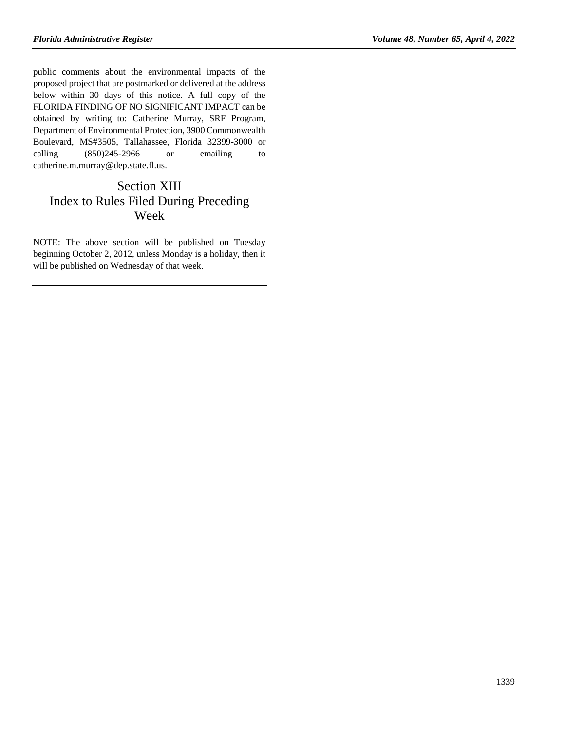public comments about the environmental impacts of the proposed project that are postmarked or delivered at the address below within 30 days of this notice. A full copy of the FLORIDA FINDING OF NO SIGNIFICANT IMPACT can be obtained by writing to: Catherine Murray, SRF Program, Department of Environmental Protection, 3900 Commonwealth Boulevard, MS#3505, Tallahassee, Florida 32399-3000 or calling (850)245-2966 or emailing to catherine.m.murray@dep.state.fl.us.

# Section XIII
# Index to Rules Filed During Preceding Week

NOTE: The above section will be published on Tuesday beginning October 2, 2012, unless Monday is a holiday, then it will be published on Wednesday of that week.